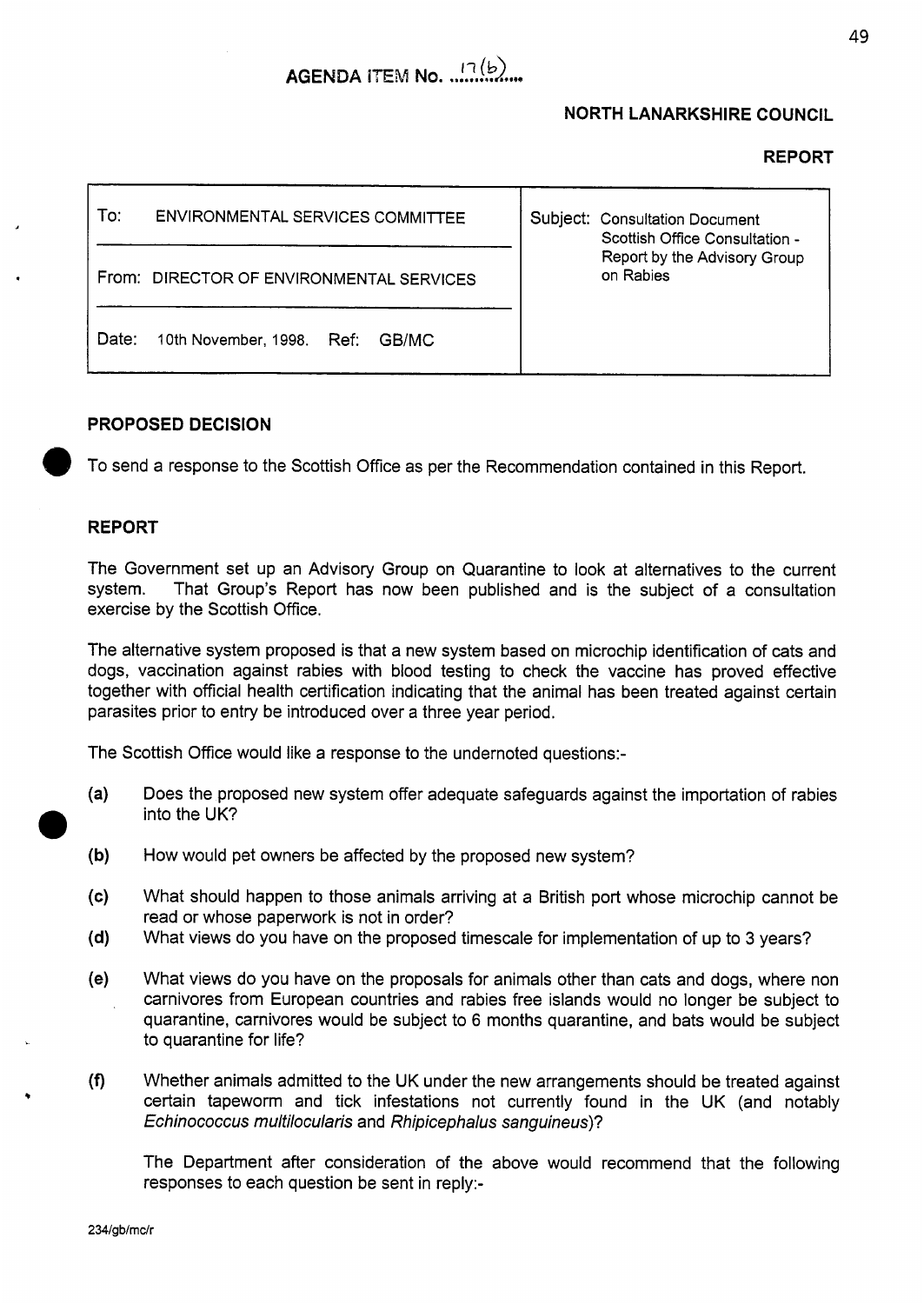**AGENDA ITEM No. 17(b)**

**NORTH LANARKSHIRE COUNCIL**

**REPORT**

| To: ENVIRONMENTAL SERVICES COMMITTEE | Subject: Consultation Document Scottish Office Consultation - Report by the Advisory Group on Rabies |
| --- | --- |
| From: DIRECTOR OF ENVIRONMENTAL SERVICES | |
| Date: 10th November, 1998. Ref: GB/MC | |

## PROPOSED DECISION

To send a response to the Scottish Office as per the Recommendation contained in this Report.

## REPORT

The Government set up an Advisory Group on Quarantine to look at alternatives to the current system. That Group's Report has now been published and is the subject of a consultation exercise by the Scottish Office.

The alternative system proposed is that a new system based on microchip identification of cats and dogs, vaccination against rabies with blood testing to check the vaccine has proved effective together with official health certification indicating that the animal has been treated against certain parasites prior to entry be introduced over a three year period.

The Scottish Office would like a response to the undernoted questions:-

**(a)** Does the proposed new system offer adequate safeguards against the importation of rabies into the UK?

**(b)** How would pet owners be affected by the proposed new system?

**(c)** What should happen to those animals arriving at a British port whose microchip cannot be read or whose paperwork is not in order?

**(d)** What views do you have on the proposed timescale for implementation of up to 3 years?

**(e)** What views do you have on the proposals for animals other than cats and dogs, where non carnivores from European countries and rabies free islands would no longer be subject to quarantine, carnivores would be subject to 6 months quarantine, and bats would be subject to quarantine for life?

**(f)** Whether animals admitted to the UK under the new arrangements should be treated against certain tapeworm and tick infestations not currently found in the UK (and notably *Echinococcus multilocularis* and *Rhipicephalus sanguineus*)?

The Department after consideration of the above would recommend that the following responses to each question be sent in reply:-

234/gb/mc/r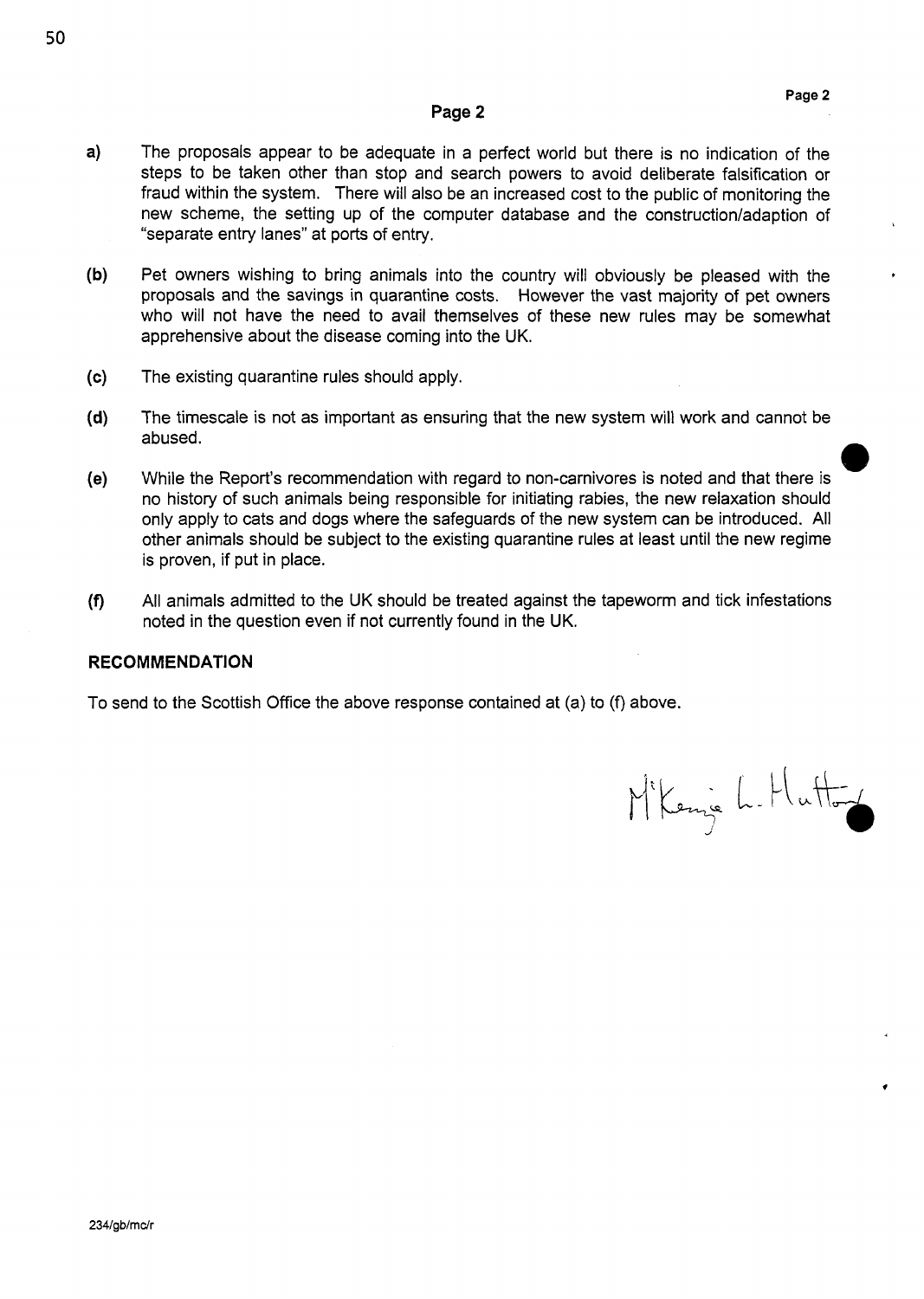a) The proposals appear to be adequate in a perfect world but there is no indication of the steps to be taken other than stop and search powers to avoid deliberate falsification or fraud within the system. There will also be an increased cost to the public of monitoring the new scheme, the setting up of the computer database and the construction/adaption of "separate entry lanes" at ports of entry.

(b) Pet owners wishing to bring animals into the country will obviously be pleased with the proposals and the savings in quarantine costs. However the vast majority of pet owners who will not have the need to avail themselves of these new rules may be somewhat apprehensive about the disease coming into the UK.

(c) The existing quarantine rules should apply.

(d) The timescale is not as important as ensuring that the new system will work and cannot be abused.

(e) While the Report's recommendation with regard to non-carnivores is noted and that there is no history of such animals being responsible for initiating rabies, the new relaxation should only apply to cats and dogs where the safeguards of the new system can be introduced. All other animals should be subject to the existing quarantine rules at least until the new regime is proven, if put in place.

(f) All animals admitted to the UK should be treated against the tapeworm and tick infestations noted in the question even if not currently found in the UK.

**RECOMMENDATION**

To send to the Scottish Office the above response contained at (a) to (f) above.

McKenzie L. Hutton

234/gb/mc/r